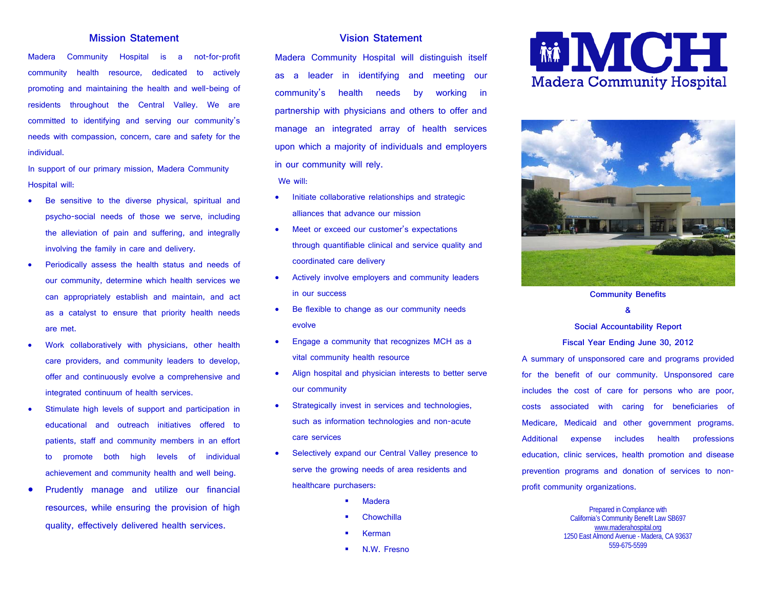## Mission Statement

Madera Community Hospital is a not-for-profit community health resource, dedicated to actively promoting and maintaining the health and well-being of residents throughout the Central Valley. We are committed to identifying and serving our community's needs with compassion, concern, care and safety for the individual.

In support of our primary mission, Madera Community Hospital will:

- Be sensitive to the diverse physical, spiritual and psycho-social needs of those we serve, including the alleviation of pain and suffering, and integrally involving the family in care and delivery.
- Periodically assess the health status and needs of our community, determine which health services we can appropriately establish and maintain, and act as a catalyst to ensure that priority health needs are met.
- Work collaboratively with physicians, other health care providers, and community leaders to develop, offer and continuously evolve a comprehensive and integrated continuum of health services.
- Stimulate high levels of support and participation in educational and outreach initiatives offered to patients, staff and community members in an effort to promote both high levels of individual achievement and community health and well being.
- Prudently manage and utilize our financial resources, while ensuring the provision of high quality, effectively delivered health services.

## Vision Statement

Madera Community Hospital will distinguish itself as a leader in identifying and meeting our community's health needs by working in partnership with physicians and others to offer and manage an integrated array of health services upon which a majority of individuals and employers in our community will rely.

We will:

- Initiate collaborative relationships and strategic alliances that advance our mission
- Meet or exceed our customer's expectations through quantifiable clinical and service quality and coordinated care delivery
- Actively involve employers and community leaders in our success
- Be flexible to change as our community needs evolve
- Engage a community that recognizes MCH as a vital community health resource
- Align hospital and physician interests to better serve our community
- Strategically invest in services and technologies, such as information technologies and non-acute care services
- Selectively expand our Central Valley presence to serve the growing needs of area residents and healthcare purchasers:
  - Madera
  - Chowchilla
  - Kerman
  - N.W. Fresno

# MCH
Madera Community Hospital

**Community Benefits**

**&**

**Social Accountability Report**

**Fiscal Year Ending June 30, 2012**

A summary of unsponsored care and programs provided for the benefit of our community. Unsponsored care includes the cost of care for persons who are poor, costs associated with caring for beneficiaries of Medicare, Medicaid and other government programs. Additional expense includes health professions education, clinic services, health promotion and disease prevention programs and donation of services to non-profit community organizations.

Prepared in Compliance with
California's Community Benefit Law SB697
www.maderahospital.org
1250 East Almond Avenue - Madera, CA 93637
559-675-5599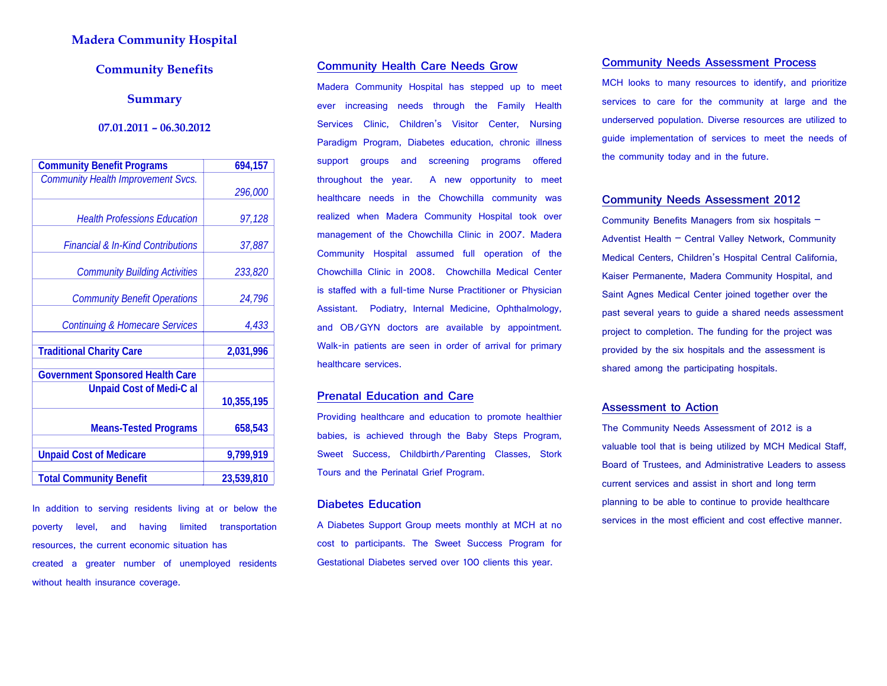# Madera Community Hospital

## Community Benefits

## Summary

### 07.01.2011 – 06.30.2012

| | |
|---|---|
| **Community Benefit Programs** | **694,157** |
| *Community Health Improvement Svcs.* | *296,000* |
| *Health Professions Education* | *97,128* |
| *Financial & In-Kind Contributions* | *37,887* |
| *Community Building Activities* | *233,820* |
| *Community Benefit Operations* | *24,796* |
| *Continuing & Homecare Services* | *4,433* |
| | |
| **Traditional Charity Care** | **2,031,996** |
| | |
| **Government Sponsored Health Care** | |
| **Unpaid Cost of Medi-C al** | **10,355,195** |
| **Means-Tested Programs** | **658,543** |
| | |
| **Unpaid Cost of Medicare** | **9,799,919** |
| | |
| **Total Community Benefit** | **23,539,810** |

In addition to serving residents living at or below the poverty level, and having limited transportation resources, the current economic situation has created a greater number of unemployed residents without health insurance coverage.

## Community Health Care Needs Grow

Madera Community Hospital has stepped up to meet ever increasing needs through the Family Health Services Clinic, Children's Visitor Center, Nursing Paradigm Program, Diabetes education, chronic illness support groups and screening programs offered throughout the year. A new opportunity to meet healthcare needs in the Chowchilla community was realized when Madera Community Hospital took over management of the Chowchilla Clinic in 2007. Madera Community Hospital assumed full operation of the Chowchilla Clinic in 2008. Chowchilla Medical Center is staffed with a full-time Nurse Practitioner or Physician Assistant. Podiatry, Internal Medicine, Ophthalmology, and OB/GYN doctors are available by appointment. Walk-in patients are seen in order of arrival for primary healthcare services.

## Prenatal Education and Care

Providing healthcare and education to promote healthier babies, is achieved through the Baby Steps Program, Sweet Success, Childbirth/Parenting Classes, Stork Tours and the Perinatal Grief Program.

## Diabetes Education

A Diabetes Support Group meets monthly at MCH at no cost to participants. The Sweet Success Program for Gestational Diabetes served over 100 clients this year.

## Community Needs Assessment Process

MCH looks to many resources to identify, and prioritize services to care for the community at large and the underserved population. Diverse resources are utilized to guide implementation of services to meet the needs of the community today and in the future.

## Community Needs Assessment 2012

Community Benefits Managers from six hospitals – Adventist Health – Central Valley Network, Community Medical Centers, Children's Hospital Central California, Kaiser Permanente, Madera Community Hospital, and Saint Agnes Medical Center joined together over the past several years to guide a shared needs assessment project to completion. The funding for the project was provided by the six hospitals and the assessment is shared among the participating hospitals.

## Assessment to Action

The Community Needs Assessment of 2012 is a valuable tool that is being utilized by MCH Medical Staff, Board of Trustees, and Administrative Leaders to assess current services and assist in short and long term planning to be able to continue to provide healthcare services in the most efficient and cost effective manner.